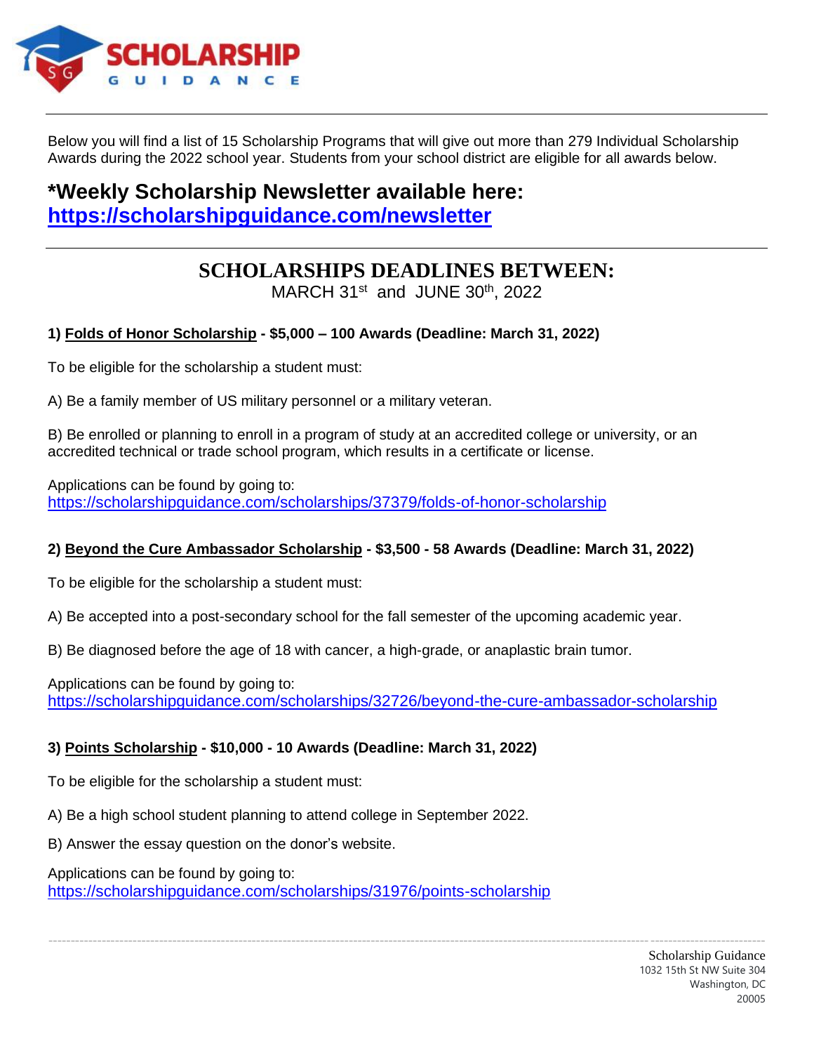Below you will find a list of 15 Scholarship Programs that will give out more than 279 Individual Scholarship Awards during the 2022 school year. Students from your school district are eligible for all awards below.

## *Weekly Scholarship Newsletter available here: https://scholarshipguidance.com/newsletter

# SCHOLARSHIPS DEADLINES BETWEEN:

MARCH 31st and JUNE 30th, 2022

### 1) Folds of Honor Scholarship - $5,000 – 100 Awards (Deadline: March 31, 2022)

To be eligible for the scholarship a student must:

A) Be a family member of US military personnel or a military veteran.

B) Be enrolled or planning to enroll in a program of study at an accredited college or university, or an accredited technical or trade school program, which results in a certificate or license.

Applications can be found by going to:
https://scholarshipguidance.com/scholarships/37379/folds-of-honor-scholarship

### 2) Beyond the Cure Ambassador Scholarship - $3,500 - 58 Awards (Deadline: March 31, 2022)

To be eligible for the scholarship a student must:

A) Be accepted into a post-secondary school for the fall semester of the upcoming academic year.

B) Be diagnosed before the age of 18 with cancer, a high-grade, or anaplastic brain tumor.

Applications can be found by going to:
https://scholarshipguidance.com/scholarships/32726/beyond-the-cure-ambassador-scholarship

### 3) Points Scholarship - $10,000 - 10 Awards (Deadline: March 31, 2022)

To be eligible for the scholarship a student must:

A) Be a high school student planning to attend college in September 2022.

B) Answer the essay question on the donor's website.

Applications can be found by going to:
https://scholarshipguidance.com/scholarships/31976/points-scholarship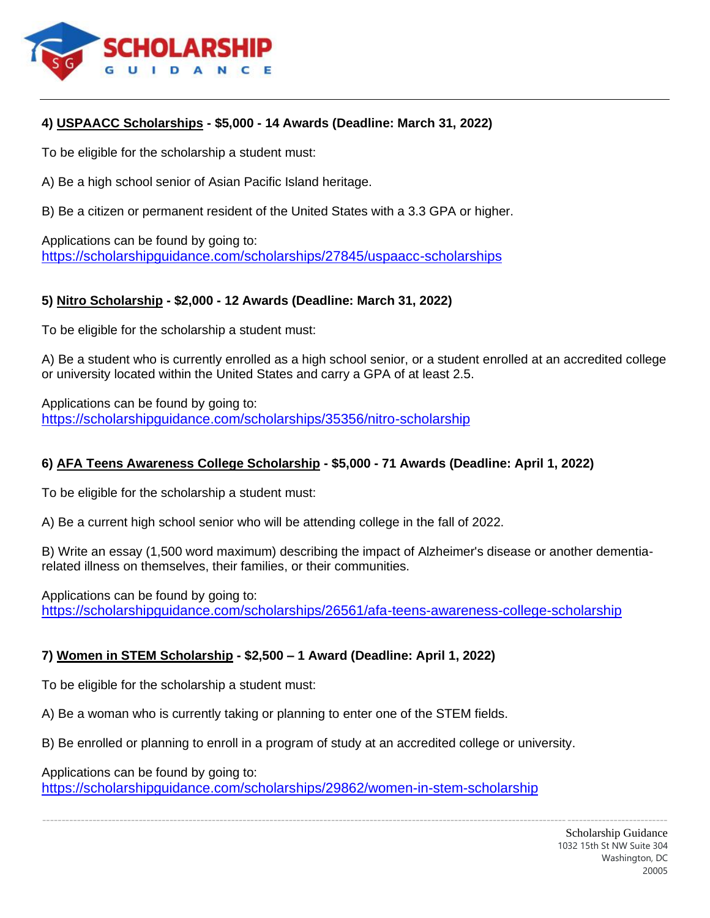**4) USPAACC Scholarships - $5,000 - 14 Awards (Deadline: March 31, 2022)**

To be eligible for the scholarship a student must:

A) Be a high school senior of Asian Pacific Island heritage.

B) Be a citizen or permanent resident of the United States with a 3.3 GPA or higher.

Applications can be found by going to:
https://scholarshipguidance.com/scholarships/27845/uspaacc-scholarships

**5) Nitro Scholarship - $2,000 - 12 Awards (Deadline: March 31, 2022)**

To be eligible for the scholarship a student must:

A) Be a student who is currently enrolled as a high school senior, or a student enrolled at an accredited college or university located within the United States and carry a GPA of at least 2.5.

Applications can be found by going to:
https://scholarshipguidance.com/scholarships/35356/nitro-scholarship

**6) AFA Teens Awareness College Scholarship - $5,000 - 71 Awards (Deadline: April 1, 2022)**

To be eligible for the scholarship a student must:

A) Be a current high school senior who will be attending college in the fall of 2022.

B) Write an essay (1,500 word maximum) describing the impact of Alzheimer's disease or another dementia-related illness on themselves, their families, or their communities.

Applications can be found by going to:
https://scholarshipguidance.com/scholarships/26561/afa-teens-awareness-college-scholarship

**7) Women in STEM Scholarship - $2,500 – 1 Award (Deadline: April 1, 2022)**

To be eligible for the scholarship a student must:

A) Be a woman who is currently taking or planning to enter one of the STEM fields.

B) Be enrolled or planning to enroll in a program of study at an accredited college or university.

Applications can be found by going to:
https://scholarshipguidance.com/scholarships/29862/women-in-stem-scholarship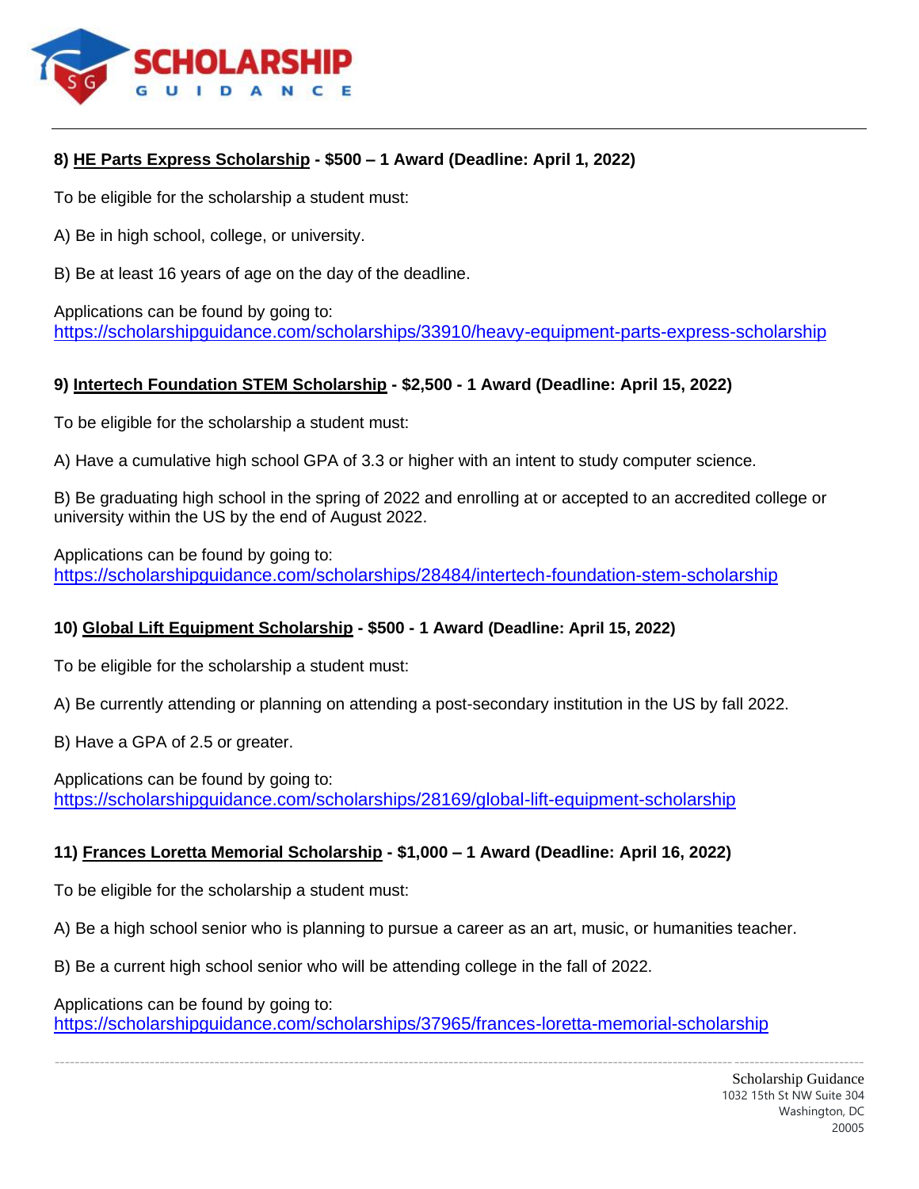**8) HE Parts Express Scholarship - $500 – 1 Award (Deadline: April 1, 2022)**

To be eligible for the scholarship a student must:

A) Be in high school, college, or university.

B) Be at least 16 years of age on the day of the deadline.

Applications can be found by going to:
https://scholarshipguidance.com/scholarships/33910/heavy-equipment-parts-express-scholarship

**9) Intertech Foundation STEM Scholarship - $2,500 - 1 Award (Deadline: April 15, 2022)**

To be eligible for the scholarship a student must:

A) Have a cumulative high school GPA of 3.3 or higher with an intent to study computer science.

B) Be graduating high school in the spring of 2022 and enrolling at or accepted to an accredited college or university within the US by the end of August 2022.

Applications can be found by going to:
https://scholarshipguidance.com/scholarships/28484/intertech-foundation-stem-scholarship

**10) Global Lift Equipment Scholarship - $500 - 1 Award (Deadline: April 15, 2022)**

To be eligible for the scholarship a student must:

A) Be currently attending or planning on attending a post-secondary institution in the US by fall 2022.

B) Have a GPA of 2.5 or greater.

Applications can be found by going to:
https://scholarshipguidance.com/scholarships/28169/global-lift-equipment-scholarship

**11) Frances Loretta Memorial Scholarship - $1,000 – 1 Award (Deadline: April 16, 2022)**

To be eligible for the scholarship a student must:

A) Be a high school senior who is planning to pursue a career as an art, music, or humanities teacher.

B) Be a current high school senior who will be attending college in the fall of 2022.

Applications can be found by going to:
https://scholarshipguidance.com/scholarships/37965/frances-loretta-memorial-scholarship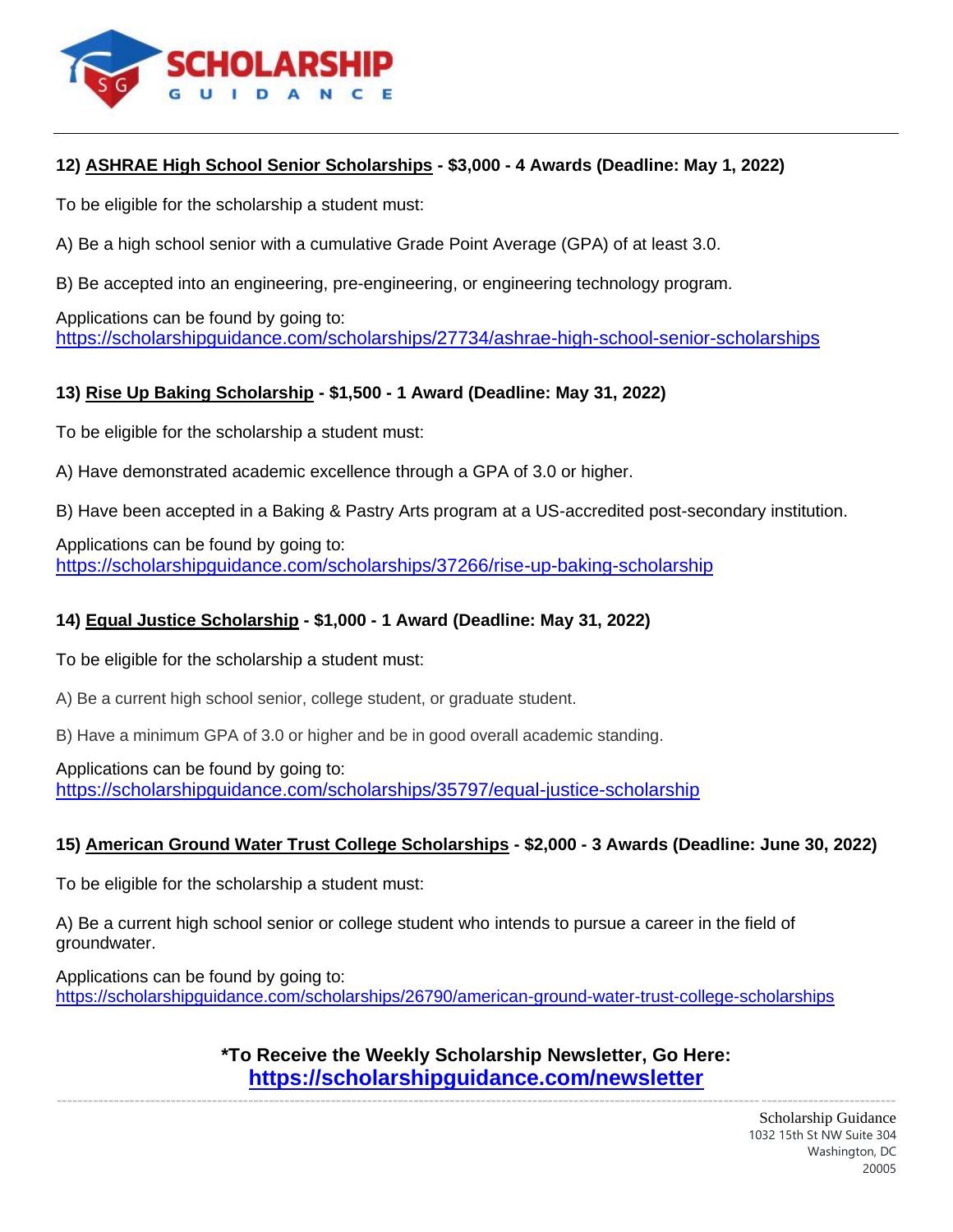**12) ASHRAE High School Senior Scholarships - $3,000 - 4 Awards (Deadline: May 1, 2022)**

To be eligible for the scholarship a student must:

A) Be a high school senior with a cumulative Grade Point Average (GPA) of at least 3.0.

B) Be accepted into an engineering, pre-engineering, or engineering technology program.

Applications can be found by going to:
https://scholarshipguidance.com/scholarships/27734/ashrae-high-school-senior-scholarships

**13) Rise Up Baking Scholarship - $1,500 - 1 Award (Deadline: May 31, 2022)**

To be eligible for the scholarship a student must:

A) Have demonstrated academic excellence through a GPA of 3.0 or higher.

B) Have been accepted in a Baking & Pastry Arts program at a US-accredited post-secondary institution.

Applications can be found by going to:
https://scholarshipguidance.com/scholarships/37266/rise-up-baking-scholarship

**14) Equal Justice Scholarship - $1,000 - 1 Award (Deadline: May 31, 2022)**

To be eligible for the scholarship a student must:

A) Be a current high school senior, college student, or graduate student.

B) Have a minimum GPA of 3.0 or higher and be in good overall academic standing.

Applications can be found by going to:
https://scholarshipguidance.com/scholarships/35797/equal-justice-scholarship

**15) American Ground Water Trust College Scholarships - $2,000 - 3 Awards (Deadline: June 30, 2022)**

To be eligible for the scholarship a student must:

A) Be a current high school senior or college student who intends to pursue a career in the field of groundwater.

Applications can be found by going to:
https://scholarshipguidance.com/scholarships/26790/american-ground-water-trust-college-scholarships

**\*To Receive the Weekly Scholarship Newsletter, Go Here:**
**https://scholarshipguidance.com/newsletter**